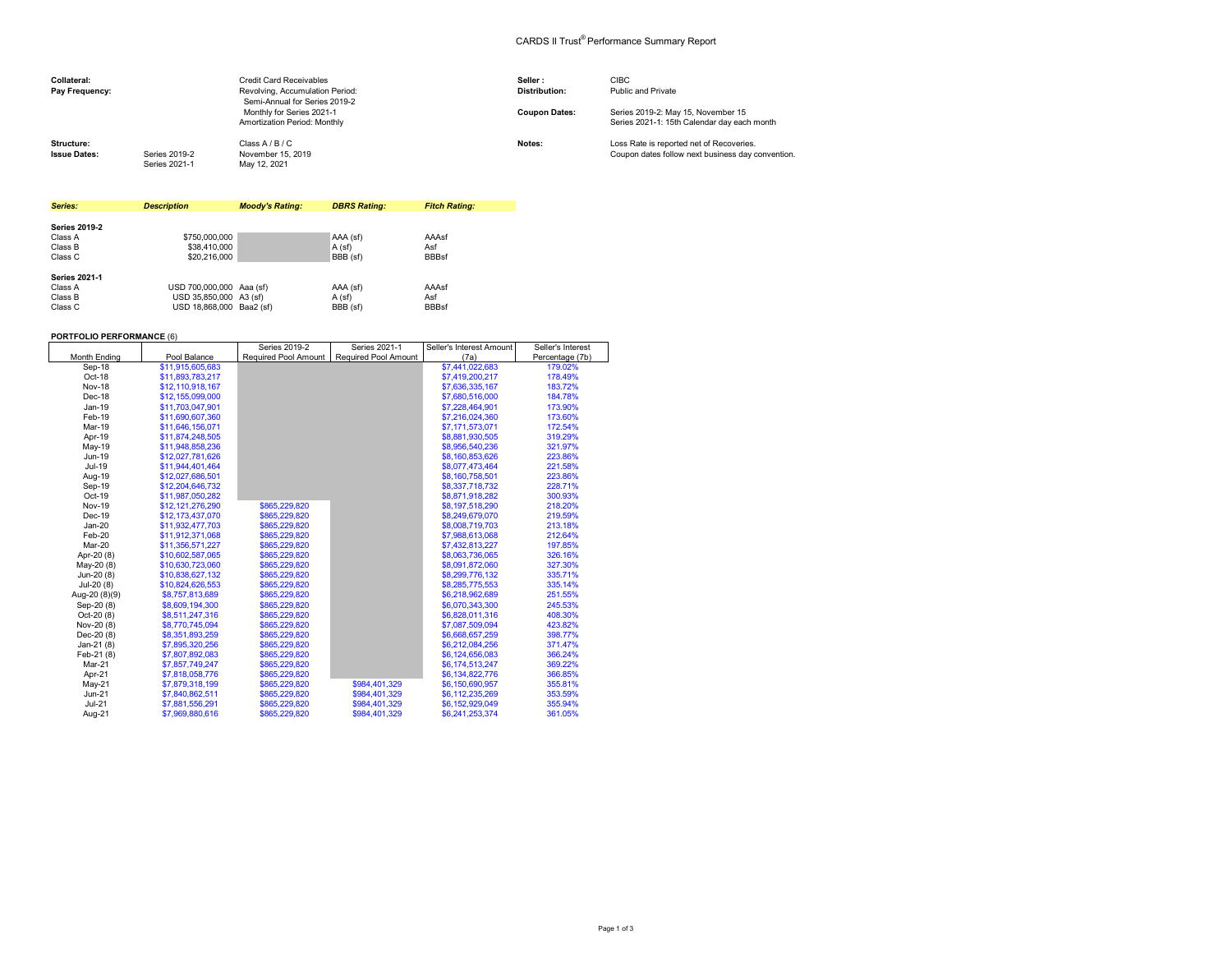# CARDS II Trust® Performance Summary Report

| | | | | |
|---|---|---|---|---|
| **Collateral:** | | Credit Card Receivables | **Seller :** | CIBC |
| **Pay Frequency:** | | Revolving, Accumulation Period: Semi-Annual for Series 2019-2 Monthly for Series 2021-1 Amortization Period: Monthly | **Distribution:** | Public and Private |
| | | | **Coupon Dates:** | Series 2019-2: May 15, November 15 Series 2021-1: 15th Calendar day each month |
| **Structure:** | | Class A / B / C | **Notes:** | Loss Rate is reported net of Recoveries. Coupon dates follow next business day convention. |
| **Issue Dates:** | Series 2019-2 | November 15, 2019 | | |
| | Series 2021-1 | May 12, 2021 | | |

| *Series:* | *Description* | *Moody's Rating:* | *DBRS Rating:* | *Fitch Rating:* |
|---|---|---|---|---|
| **Series 2019-2** | | | | |
| Class A | $750,000,000 | | AAA (sf) | AAAsf |
| Class B | $38,410,000 | | A (sf) | Asf |
| Class C | $20,216,000 | | BBB (sf) | BBBsf |
| **Series 2021-1** | | | | |
| Class A | USD 700,000,000 | Aaa (sf) | AAA (sf) | AAAsf |
| Class B | USD 35,850,000 | A3 (sf) | A (sf) | Asf |
| Class C | USD 18,868,000 | Baa2 (sf) | BBB (sf) | BBBsf |

**PORTFOLIO PERFORMANCE** (6)

| Month Ending | Pool Balance | Series 2019-2 Required Pool Amount | Series 2021-1 Required Pool Amount | Seller's Interest Amount (7a) | Seller's Interest Percentage (7b) |
|---|---|---|---|---|---|
| Sep-18 | $11,915,605,683 | | | $7,441,022,683 | 179.02% |
| Oct-18 | $11,893,783,217 | | | $7,419,200,217 | 178.49% |
| Nov-18 | $12,110,918,167 | | | $7,636,335,167 | 183.72% |
| Dec-18 | $12,155,099,000 | | | $7,680,516,000 | 184.78% |
| Jan-19 | $11,703,047,901 | | | $7,228,464,901 | 173.90% |
| Feb-19 | $11,690,607,360 | | | $7,216,024,360 | 173.60% |
| Mar-19 | $11,646,156,071 | | | $7,171,573,071 | 172.54% |
| Apr-19 | $11,874,248,505 | | | $8,881,930,505 | 319.29% |
| May-19 | $11,948,858,236 | | | $8,956,540,236 | 321.97% |
| Jun-19 | $12,027,781,626 | | | $8,160,853,626 | 223.86% |
| Jul-19 | $11,944,401,464 | | | $8,077,473,464 | 221.58% |
| Aug-19 | $12,027,686,501 | | | $8,160,758,501 | 223.86% |
| Sep-19 | $12,204,646,732 | | | $8,337,718,732 | 228.71% |
| Oct-19 | $11,987,050,282 | | | $8,871,918,282 | 300.93% |
| Nov-19 | $12,121,276,290 | $865,229,820 | | $8,197,518,290 | 218.20% |
| Dec-19 | $12,173,437,070 | $865,229,820 | | $8,249,679,070 | 219.59% |
| Jan-20 | $11,932,477,703 | $865,229,820 | | $8,008,719,703 | 213.18% |
| Feb-20 | $11,912,371,068 | $865,229,820 | | $7,988,613,068 | 212.64% |
| Mar-20 | $11,356,571,227 | $865,229,820 | | $7,432,813,227 | 197.85% |
| Apr-20 (8) | $10,602,587,065 | $865,229,820 | | $8,063,736,065 | 326.16% |
| May-20 (8) | $10,630,723,060 | $865,229,820 | | $8,091,872,060 | 327.30% |
| Jun-20 (8) | $10,838,627,132 | $865,229,820 | | $8,299,776,132 | 335.71% |
| Jul-20 (8) | $10,824,626,553 | $865,229,820 | | $8,285,775,553 | 335.14% |
| Aug-20 (8)(9) | $8,757,813,689 | $865,229,820 | | $6,218,962,689 | 251.55% |
| Sep-20 (8) | $8,609,194,300 | $865,229,820 | | $6,070,343,300 | 245.53% |
| Oct-20 (8) | $8,511,247,316 | $865,229,820 | | $6,828,011,316 | 408.30% |
| Nov-20 (8) | $8,770,745,094 | $865,229,820 | | $7,087,509,094 | 423.82% |
| Dec-20 (8) | $8,351,893,259 | $865,229,820 | | $6,668,657,259 | 398.77% |
| Jan-21 (8) | $7,895,320,256 | $865,229,820 | | $6,212,084,256 | 371.47% |
| Feb-21 (8) | $7,807,892,083 | $865,229,820 | | $6,124,656,083 | 366.24% |
| Mar-21 | $7,857,749,247 | $865,229,820 | | $6,174,513,247 | 369.22% |
| Apr-21 | $7,818,058,776 | $865,229,820 | | $6,134,822,776 | 366.85% |
| May-21 | $7,879,318,199 | $865,229,820 | $984,401,329 | $6,150,690,957 | 355.81% |
| Jun-21 | $7,840,862,511 | $865,229,820 | $984,401,329 | $6,112,235,269 | 353.59% |
| Jul-21 | $7,881,556,291 | $865,229,820 | $984,401,329 | $6,152,929,049 | 355.94% |
| Aug-21 | $7,969,880,616 | $865,229,820 | $984,401,329 | $6,241,253,374 | 361.05% |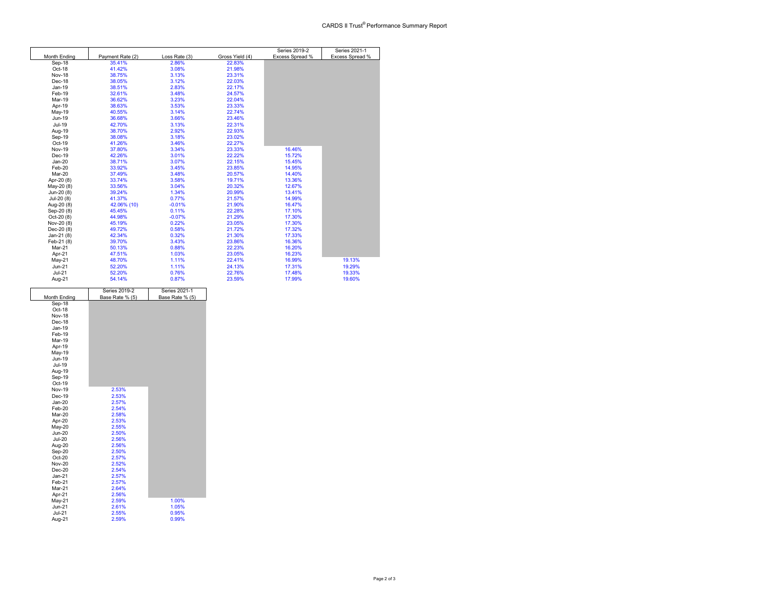# CARDS II Trust® Performance Summary Report

| Month Ending | Payment Rate (2) | Loss Rate (3) | Gross Yield (4) | Series 2019-2 Excess Spread % | Series 2021-1 Excess Spread % |
|---|---|---|---|---|---|
| Sep-18 | 35.41% | 2.86% | 22.83% | | |
| Oct-18 | 41.42% | 3.08% | 21.98% | | |
| Nov-18 | 38.75% | 3.13% | 23.31% | | |
| Dec-18 | 38.05% | 3.12% | 22.03% | | |
| Jan-19 | 38.51% | 2.83% | 22.17% | | |
| Feb-19 | 32.61% | 3.48% | 24.57% | | |
| Mar-19 | 36.62% | 3.23% | 22.04% | | |
| Apr-19 | 38.63% | 3.53% | 23.33% | | |
| May-19 | 40.55% | 3.14% | 22.74% | | |
| Jun-19 | 36.68% | 3.66% | 23.46% | | |
| Jul-19 | 42.70% | 3.13% | 22.31% | | |
| Aug-19 | 38.70% | 2.92% | 22.93% | | |
| Sep-19 | 38.08% | 3.18% | 23.02% | | |
| Oct-19 | 41.26% | 3.46% | 22.27% | | |
| Nov-19 | 37.80% | 3.34% | 23.33% | 16.46% | |
| Dec-19 | 42.26% | 3.01% | 22.22% | 15.72% | |
| Jan-20 | 38.71% | 3.07% | 22.15% | 15.45% | |
| Feb-20 | 33.92% | 3.45% | 23.85% | 14.95% | |
| Mar-20 | 37.49% | 3.48% | 20.57% | 14.40% | |
| Apr-20 (8) | 33.74% | 3.58% | 19.71% | 13.36% | |
| May-20 (8) | 33.56% | 3.04% | 20.32% | 12.67% | |
| Jun-20 (8) | 39.24% | 1.34% | 20.99% | 13.41% | |
| Jul-20 (8) | 41.37% | 0.77% | 21.57% | 14.99% | |
| Aug-20 (8) | 42.06% (10) | -0.01% | 21.90% | 16.47% | |
| Sep-20 (8) | 45.45% | 0.11% | 22.28% | 17.10% | |
| Oct-20 (8) | 44.98% | -0.07% | 21.29% | 17.30% | |
| Nov-20 (8) | 45.19% | 0.22% | 23.05% | 17.30% | |
| Dec-20 (8) | 49.72% | 0.58% | 21.72% | 17.32% | |
| Jan-21 (8) | 42.34% | 0.32% | 21.30% | 17.33% | |
| Feb-21 (8) | 39.70% | 3.43% | 23.86% | 16.36% | |
| Mar-21 | 50.13% | 0.88% | 22.23% | 16.20% | |
| Apr-21 | 47.51% | 1.03% | 23.05% | 16.23% | |
| May-21 | 48.70% | 1.11% | 22.41% | 16.99% | 19.13% |
| Jun-21 | 52.20% | 1.11% | 24.13% | 17.31% | 19.29% |
| Jul-21 | 52.20% | 0.76% | 22.76% | 17.48% | 19.33% |
| Aug-21 | 54.14% | 0.87% | 23.59% | 17.99% | 19.60% |

| Month Ending | Series 2019-2 Base Rate % (5) | Series 2021-1 Base Rate % (5) |
|---|---|---|
| Sep-18 | | |
| Oct-18 | | |
| Nov-18 | | |
| Dec-18 | | |
| Jan-19 | | |
| Feb-19 | | |
| Mar-19 | | |
| Apr-19 | | |
| May-19 | | |
| Jun-19 | | |
| Jul-19 | | |
| Aug-19 | | |
| Sep-19 | | |
| Oct-19 | | |
| Nov-19 | 2.53% | |
| Dec-19 | 2.53% | |
| Jan-20 | 2.57% | |
| Feb-20 | 2.54% | |
| Mar-20 | 2.58% | |
| Apr-20 | 2.53% | |
| May-20 | 2.55% | |
| Jun-20 | 2.50% | |
| Jul-20 | 2.56% | |
| Aug-20 | 2.56% | |
| Sep-20 | 2.50% | |
| Oct-20 | 2.57% | |
| Nov-20 | 2.52% | |
| Dec-20 | 2.54% | |
| Jan-21 | 2.57% | |
| Feb-21 | 2.57% | |
| Mar-21 | 2.64% | |
| Apr-21 | 2.56% | |
| May-21 | 2.59% | 1.00% |
| Jun-21 | 2.61% | 1.05% |
| Jul-21 | 2.55% | 0.95% |
| Aug-21 | 2.59% | 0.99% |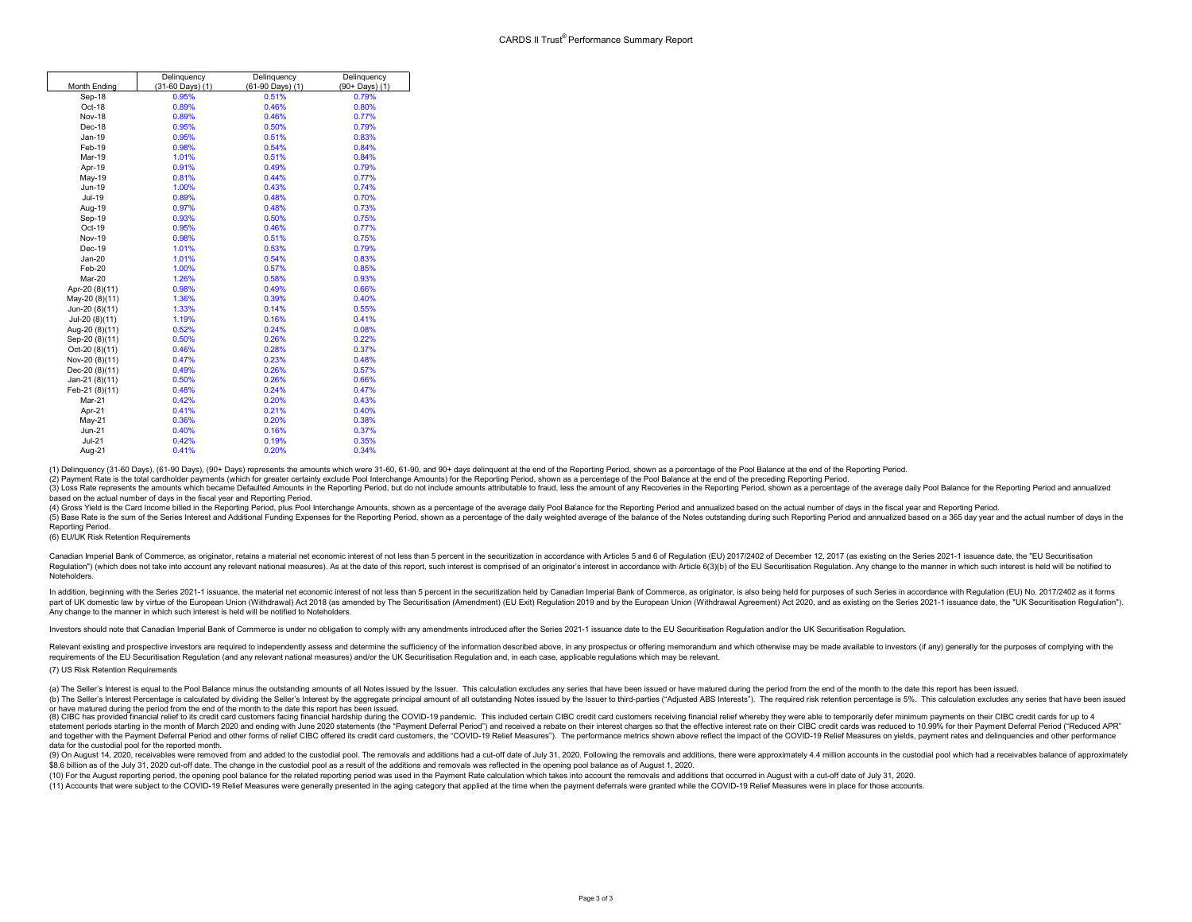# CARDS II Trust® Performance Summary Report

| Month Ending | Delinquency (31-60 Days) (1) | Delinquency (61-90 Days) (1) | Delinquency (90+ Days) (1) |
|---|---|---|---|
| Sep-18 | 0.95% | 0.51% | 0.79% |
| Oct-18 | 0.89% | 0.46% | 0.80% |
| Nov-18 | 0.89% | 0.46% | 0.77% |
| Dec-18 | 0.95% | 0.50% | 0.79% |
| Jan-19 | 0.95% | 0.51% | 0.83% |
| Feb-19 | 0.98% | 0.54% | 0.84% |
| Mar-19 | 1.01% | 0.51% | 0.84% |
| Apr-19 | 0.91% | 0.49% | 0.79% |
| May-19 | 0.81% | 0.44% | 0.77% |
| Jun-19 | 1.00% | 0.43% | 0.74% |
| Jul-19 | 0.89% | 0.48% | 0.70% |
| Aug-19 | 0.97% | 0.48% | 0.73% |
| Sep-19 | 0.93% | 0.50% | 0.75% |
| Oct-19 | 0.95% | 0.46% | 0.77% |
| Nov-19 | 0.98% | 0.51% | 0.75% |
| Dec-19 | 1.01% | 0.53% | 0.79% |
| Jan-20 | 1.01% | 0.54% | 0.83% |
| Feb-20 | 1.00% | 0.57% | 0.85% |
| Mar-20 | 1.26% | 0.58% | 0.93% |
| Apr-20 (8)(11) | 0.98% | 0.49% | 0.66% |
| May-20 (8)(11) | 1.36% | 0.39% | 0.40% |
| Jun-20 (8)(11) | 1.33% | 0.14% | 0.55% |
| Jul-20 (8)(11) | 1.19% | 0.16% | 0.41% |
| Aug-20 (8)(11) | 0.52% | 0.24% | 0.08% |
| Sep-20 (8)(11) | 0.50% | 0.26% | 0.22% |
| Oct-20 (8)(11) | 0.46% | 0.28% | 0.37% |
| Nov-20 (8)(11) | 0.47% | 0.23% | 0.48% |
| Dec-20 (8)(11) | 0.49% | 0.26% | 0.57% |
| Jan-21 (8)(11) | 0.50% | 0.26% | 0.66% |
| Feb-21 (8)(11) | 0.48% | 0.24% | 0.47% |
| Mar-21 | 0.42% | 0.20% | 0.43% |
| Apr-21 | 0.41% | 0.21% | 0.40% |
| May-21 | 0.36% | 0.20% | 0.38% |
| Jun-21 | 0.40% | 0.16% | 0.37% |
| Jul-21 | 0.42% | 0.19% | 0.35% |
| Aug-21 | 0.41% | 0.20% | 0.34% |

(1) Delinquency (31-60 Days), (61-90 Days), (90+ Days) represents the amounts which were 31-60, 61-90, and 90+ days delinquent at the end of the Reporting Period, shown as a percentage of the Pool Balance at the end of the Reporting Period.

(2) Payment Rate is the total cardholder payments (which for greater certainty exclude Pool Interchange Amounts) for the Reporting Period, shown as a percentage of the Pool Balance at the end of the preceding Reporting Period.

(3) Loss Rate represents the amounts which became Defaulted Amounts in the Reporting Period, but do not include amounts attributable to fraud, less the amount of any Recoveries in the Reporting Period, shown as a percentage of the average daily Pool Balance for the Reporting Period and annualized based on the actual number of days in the fiscal year and Reporting Period.

(4) Gross Yield is the Card Income billed in the Reporting Period, plus Pool Interchange Amounts, shown as a percentage of the average daily Pool Balance for the Reporting Period and annualized based on the actual number of days in the fiscal year and Reporting Period.

(5) Base Rate is the sum of the Series Interest and Additional Funding Expenses for the Reporting Period, shown as a percentage of the daily weighted average of the balance of the Notes outstanding during such Reporting Period and annualized based on a 365 day year and the actual number of days in the Reporting Period.

(6) EU/UK Risk Retention Requirements

Canadian Imperial Bank of Commerce, as originator, retains a material net economic interest of not less than 5 percent in the securitization in accordance with Articles 5 and 6 of Regulation (EU) 2017/2402 of December 12, 2017 (as existing on the Series 2021-1 issuance date, the "EU Securitisation Regulation") (which does not take into account any relevant national measures). As at the date of this report, such interest is comprised of an originator's interest in accordance with Article 6(3)(b) of the EU Securitisation Regulation. Any change to the manner in which such interest is held will be notified to Noteholders.

In addition, beginning with the Series 2021-1 issuance, the material net economic interest of not less than 5 percent in the securitization held by Canadian Imperial Bank of Commerce, as originator, is also being held for purposes of such Series in accordance with Regulation (EU) No. 2017/2402 as it forms part of UK domestic law by virtue of the European Union (Withdrawal) Act 2018 (as amended by The Securitisation (Amendment) (EU Exit) Regulation 2019 and by the European Union (Withdrawal Agreement) Act 2020, and as existing on the Series 2021-1 issuance date, the "UK Securitisation Regulation"). Any change to the manner in which such interest is held will be notified to Noteholders.

Investors should note that Canadian Imperial Bank of Commerce is under no obligation to comply with any amendments introduced after the Series 2021-1 issuance date to the EU Securitisation Regulation and/or the UK Securitisation Regulation.

Relevant existing and prospective investors are required to independently assess and determine the sufficiency of the information described above, in any prospectus or offering memorandum and which otherwise may be made available to investors (if any) generally for the purposes of complying with the requirements of the EU Securitisation Regulation (and any relevant national measures) and/or the UK Securitisation Regulation and, in each case, applicable regulations which may be relevant.

(7) US Risk Retention Requirements

(a) The Seller's Interest is equal to the Pool Balance minus the outstanding amounts of all Notes issued by the Issuer. This calculation excludes any series that have been issued or have matured during the period from the end of the month to the date this report has been issued.

(b) The Seller's Interest Percentage is calculated by dividing the Seller's Interest by the aggregate principal amount of all outstanding Notes issued by the Issuer to third-parties ("Adjusted ABS Interests"). The required risk retention percentage is 5%. This calculation excludes any series that have been issued or have matured during the period from the end of the month to the date this report has been issued.

(8) CIBC has provided financial relief to its credit card customers facing financial hardship during the COVID-19 pandemic. This included certain CIBC credit card customers receiving financial relief whereby they were able to temporarily defer minimum payments on their CIBC credit cards for up to 4 statement periods starting in the month of March 2020 and ending with June 2020 statements (the "Payment Deferral Period") and received a rebate on their interest charges so that the effective interest rate on their CIBC credit cards was reduced to 10.99% for their Payment Deferral Period ("Reduced APR" and together with the Payment Deferral Period and other forms of relief CIBC offered its credit card customers, the "COVID-19 Relief Measures"). The performance metrics shown above reflect the impact of the COVID-19 Relief Measures on yields, payment rates and delinquencies and other performance data for the custodial pool for the reported month.

(9) On August 14, 2020, receivables were removed from and added to the custodial pool. The removals and additions had a cut-off date of July 31, 2020. Following the removals and additions, there were approximately 4.4 million accounts in the custodial pool which had a receivables balance of approximately $8.6 billion as of the July 31, 2020 cut-off date. The change in the custodial pool as a result of the additions and removals was reflected in the opening pool balance as of August 1, 2020.

(10) For the August reporting period, the opening pool balance for the related reporting period was used in the Payment Rate calculation which takes into account the removals and additions that occurred in August with a cut-off date of July 31, 2020.

(11) Accounts that were subject to the COVID-19 Relief Measures were generally presented in the aging category that applied at the time when the payment deferrals were granted while the COVID-19 Relief Measures were in place for those accounts.